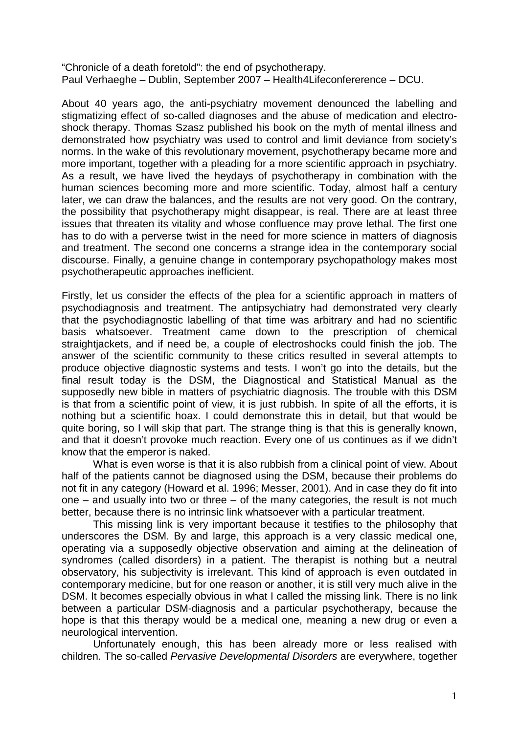"Chronicle of a death foretold": the end of psychotherapy.
Paul Verhaeghe – Dublin, September 2007 – Health4Lifeconfererence – DCU.

About 40 years ago, the anti-psychiatry movement denounced the labelling and stigmatizing effect of so-called diagnoses and the abuse of medication and electro-shock therapy. Thomas Szasz published his book on the myth of mental illness and demonstrated how psychiatry was used to control and limit deviance from society's norms. In the wake of this revolutionary movement, psychotherapy became more and more important, together with a pleading for a more scientific approach in psychiatry. As a result, we have lived the heydays of psychotherapy in combination with the human sciences becoming more and more scientific. Today, almost half a century later, we can draw the balances, and the results are not very good. On the contrary, the possibility that psychotherapy might disappear, is real. There are at least three issues that threaten its vitality and whose confluence may prove lethal. The first one has to do with a perverse twist in the need for more science in matters of diagnosis and treatment. The second one concerns a strange idea in the contemporary social discourse. Finally, a genuine change in contemporary psychopathology makes most psychotherapeutic approaches inefficient.

Firstly, let us consider the effects of the plea for a scientific approach in matters of psychodiagnosis and treatment. The antipsychiatry had demonstrated very clearly that the psychodiagnostic labelling of that time was arbitrary and had no scientific basis whatsoever. Treatment came down to the prescription of chemical straightjackets, and if need be, a couple of electroshocks could finish the job. The answer of the scientific community to these critics resulted in several attempts to produce objective diagnostic systems and tests. I won't go into the details, but the final result today is the DSM, the Diagnostical and Statistical Manual as the supposedly new bible in matters of psychiatric diagnosis. The trouble with this DSM is that from a scientific point of view, it is just rubbish. In spite of all the efforts, it is nothing but a scientific hoax. I could demonstrate this in detail, but that would be quite boring, so I will skip that part. The strange thing is that this is generally known, and that it doesn't provoke much reaction. Every one of us continues as if we didn't know that the emperor is naked.

What is even worse is that it is also rubbish from a clinical point of view. About half of the patients cannot be diagnosed using the DSM, because their problems do not fit in any category (Howard et al. 1996; Messer, 2001). And in case they do fit into one – and usually into two or three – of the many categories, the result is not much better, because there is no intrinsic link whatsoever with a particular treatment.

This missing link is very important because it testifies to the philosophy that underscores the DSM. By and large, this approach is a very classic medical one, operating via a supposedly objective observation and aiming at the delineation of syndromes (called disorders) in a patient. The therapist is nothing but a neutral observatory, his subjectivity is irrelevant. This kind of approach is even outdated in contemporary medicine, but for one reason or another, it is still very much alive in the DSM. It becomes especially obvious in what I called the missing link. There is no link between a particular DSM-diagnosis and a particular psychotherapy, because the hope is that this therapy would be a medical one, meaning a new drug or even a neurological intervention.

Unfortunately enough, this has been already more or less realised with children. The so-called *Pervasive Developmental Disorders* are everywhere, together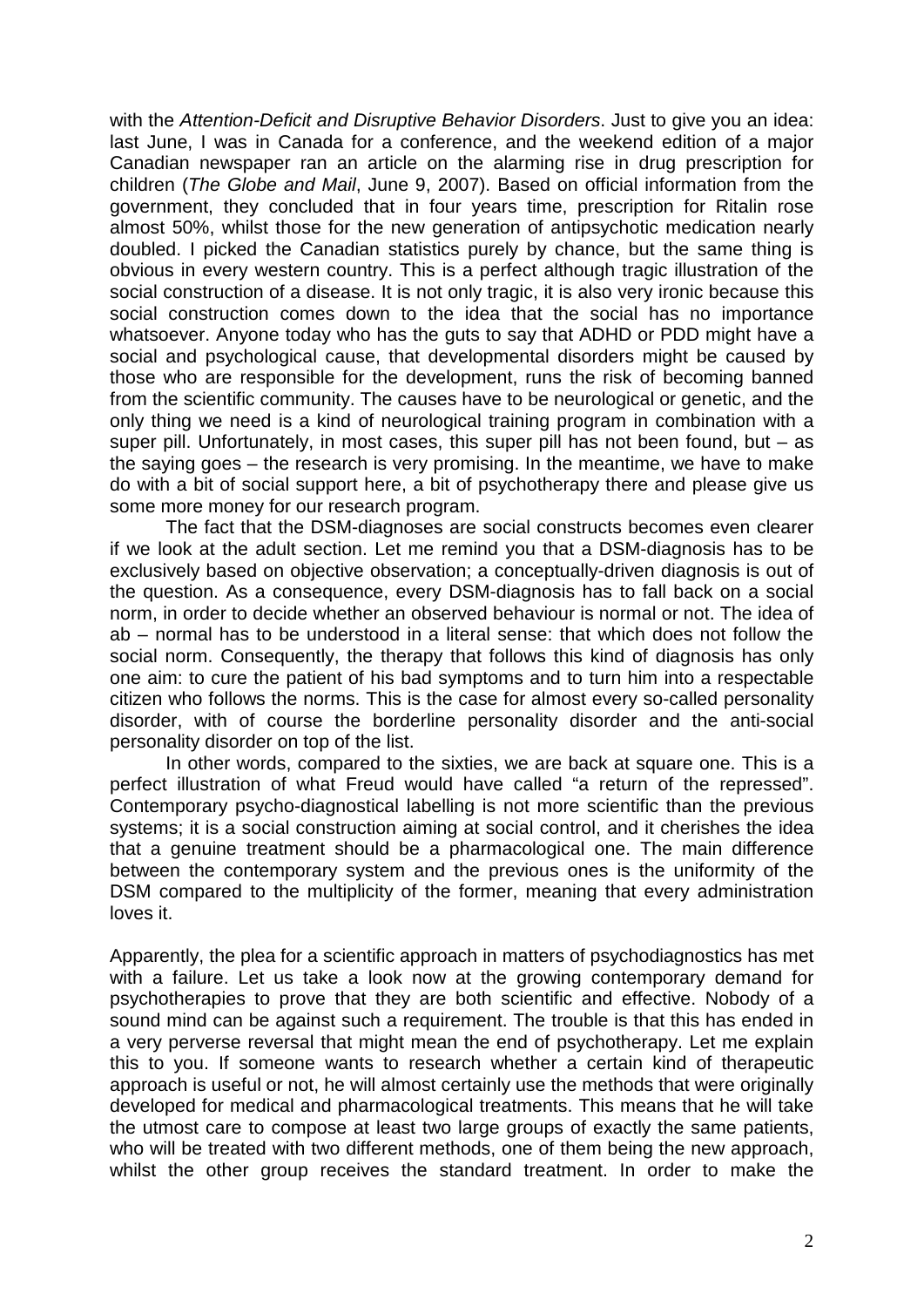with the *Attention-Deficit and Disruptive Behavior Disorders*. Just to give you an idea: last June, I was in Canada for a conference, and the weekend edition of a major Canadian newspaper ran an article on the alarming rise in drug prescription for children (*The Globe and Mail*, June 9, 2007). Based on official information from the government, they concluded that in four years time, prescription for Ritalin rose almost 50%, whilst those for the new generation of antipsychotic medication nearly doubled. I picked the Canadian statistics purely by chance, but the same thing is obvious in every western country. This is a perfect although tragic illustration of the social construction of a disease. It is not only tragic, it is also very ironic because this social construction comes down to the idea that the social has no importance whatsoever. Anyone today who has the guts to say that ADHD or PDD might have a social and psychological cause, that developmental disorders might be caused by those who are responsible for the development, runs the risk of becoming banned from the scientific community. The causes have to be neurological or genetic, and the only thing we need is a kind of neurological training program in combination with a super pill. Unfortunately, in most cases, this super pill has not been found, but – as the saying goes – the research is very promising. In the meantime, we have to make do with a bit of social support here, a bit of psychotherapy there and please give us some more money for our research program.

The fact that the DSM-diagnoses are social constructs becomes even clearer if we look at the adult section. Let me remind you that a DSM-diagnosis has to be exclusively based on objective observation; a conceptually-driven diagnosis is out of the question. As a consequence, every DSM-diagnosis has to fall back on a social norm, in order to decide whether an observed behaviour is normal or not. The idea of ab – normal has to be understood in a literal sense: that which does not follow the social norm. Consequently, the therapy that follows this kind of diagnosis has only one aim: to cure the patient of his bad symptoms and to turn him into a respectable citizen who follows the norms. This is the case for almost every so-called personality disorder, with of course the borderline personality disorder and the anti-social personality disorder on top of the list.

In other words, compared to the sixties, we are back at square one. This is a perfect illustration of what Freud would have called "a return of the repressed". Contemporary psycho-diagnostical labelling is not more scientific than the previous systems; it is a social construction aiming at social control, and it cherishes the idea that a genuine treatment should be a pharmacological one. The main difference between the contemporary system and the previous ones is the uniformity of the DSM compared to the multiplicity of the former, meaning that every administration loves it.

Apparently, the plea for a scientific approach in matters of psychodiagnostics has met with a failure. Let us take a look now at the growing contemporary demand for psychotherapies to prove that they are both scientific and effective. Nobody of a sound mind can be against such a requirement. The trouble is that this has ended in a very perverse reversal that might mean the end of psychotherapy. Let me explain this to you. If someone wants to research whether a certain kind of therapeutic approach is useful or not, he will almost certainly use the methods that were originally developed for medical and pharmacological treatments. This means that he will take the utmost care to compose at least two large groups of exactly the same patients, who will be treated with two different methods, one of them being the new approach, whilst the other group receives the standard treatment. In order to make the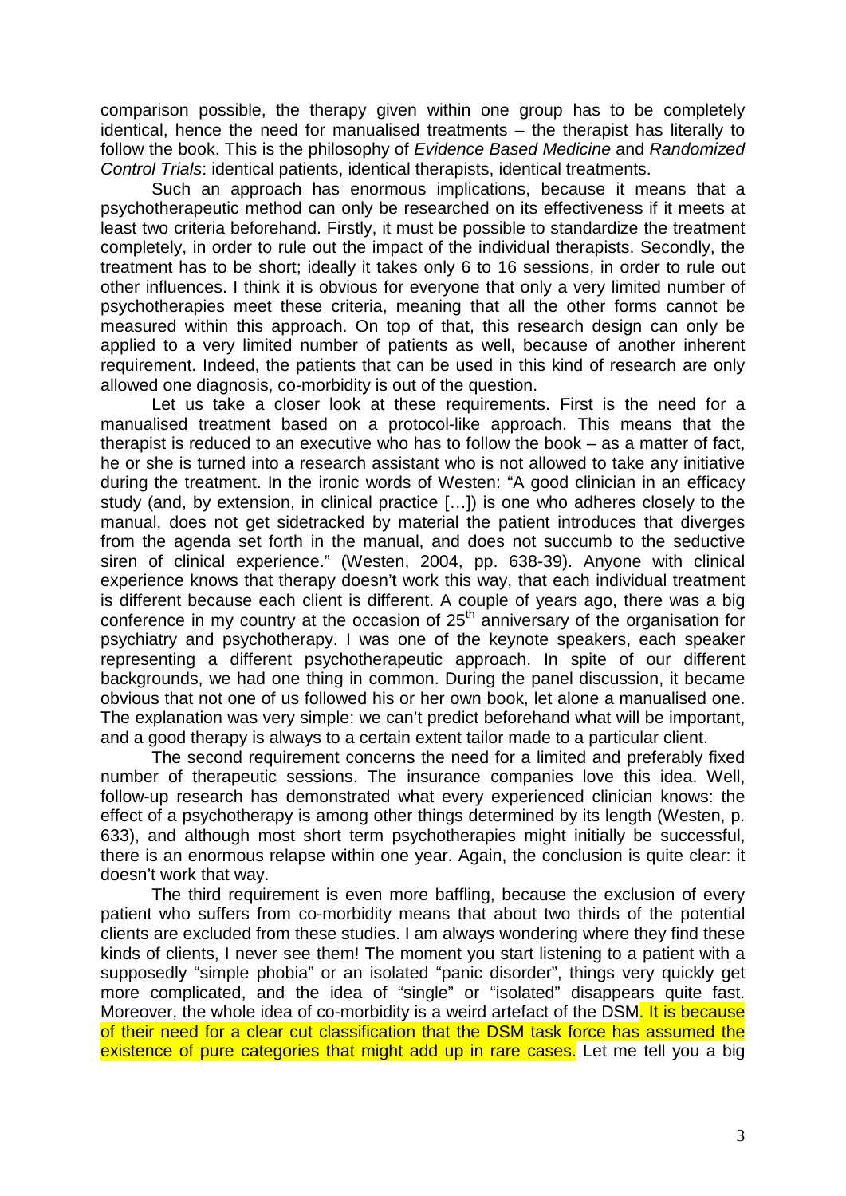comparison possible, the therapy given within one group has to be completely identical, hence the need for manualised treatments – the therapist has literally to follow the book. This is the philosophy of *Evidence Based Medicine* and *Randomized Control Trials*: identical patients, identical therapists, identical treatments.

Such an approach has enormous implications, because it means that a psychotherapeutic method can only be researched on its effectiveness if it meets at least two criteria beforehand. Firstly, it must be possible to standardize the treatment completely, in order to rule out the impact of the individual therapists. Secondly, the treatment has to be short; ideally it takes only 6 to 16 sessions, in order to rule out other influences. I think it is obvious for everyone that only a very limited number of psychotherapies meet these criteria, meaning that all the other forms cannot be measured within this approach. On top of that, this research design can only be applied to a very limited number of patients as well, because of another inherent requirement. Indeed, the patients that can be used in this kind of research are only allowed one diagnosis, co-morbidity is out of the question.

Let us take a closer look at these requirements. First is the need for a manualised treatment based on a protocol-like approach. This means that the therapist is reduced to an executive who has to follow the book – as a matter of fact, he or she is turned into a research assistant who is not allowed to take any initiative during the treatment. In the ironic words of Westen: "A good clinician in an efficacy study (and, by extension, in clinical practice […]) is one who adheres closely to the manual, does not get sidetracked by material the patient introduces that diverges from the agenda set forth in the manual, and does not succumb to the seductive siren of clinical experience." (Westen, 2004, pp. 638-39). Anyone with clinical experience knows that therapy doesn't work this way, that each individual treatment is different because each client is different. A couple of years ago, there was a big conference in my country at the occasion of 25th anniversary of the organisation for psychiatry and psychotherapy. I was one of the keynote speakers, each speaker representing a different psychotherapeutic approach. In spite of our different backgrounds, we had one thing in common. During the panel discussion, it became obvious that not one of us followed his or her own book, let alone a manualised one. The explanation was very simple: we can't predict beforehand what will be important, and a good therapy is always to a certain extent tailor made to a particular client.

The second requirement concerns the need for a limited and preferably fixed number of therapeutic sessions. The insurance companies love this idea. Well, follow-up research has demonstrated what every experienced clinician knows: the effect of a psychotherapy is among other things determined by its length (Westen, p. 633), and although most short term psychotherapies might initially be successful, there is an enormous relapse within one year. Again, the conclusion is quite clear: it doesn't work that way.

The third requirement is even more baffling, because the exclusion of every patient who suffers from co-morbidity means that about two thirds of the potential clients are excluded from these studies. I am always wondering where they find these kinds of clients, I never see them! The moment you start listening to a patient with a supposedly "simple phobia" or an isolated "panic disorder", things very quickly get more complicated, and the idea of "single" or "isolated" disappears quite fast. Moreover, the whole idea of co-morbidity is a weird artefact of the DSM. It is because of their need for a clear cut classification that the DSM task force has assumed the existence of pure categories that might add up in rare cases. Let me tell you a big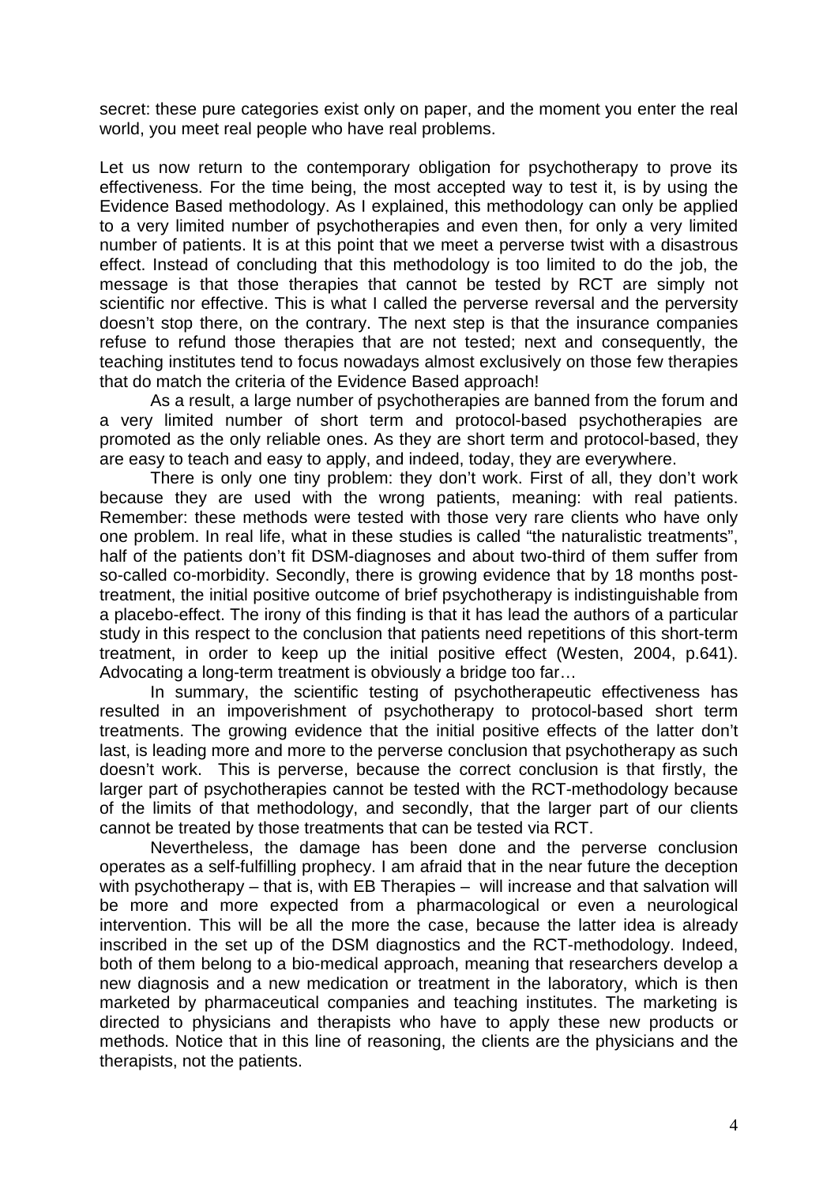secret: these pure categories exist only on paper, and the moment you enter the real world, you meet real people who have real problems.

Let us now return to the contemporary obligation for psychotherapy to prove its effectiveness. For the time being, the most accepted way to test it, is by using the Evidence Based methodology. As I explained, this methodology can only be applied to a very limited number of psychotherapies and even then, for only a very limited number of patients. It is at this point that we meet a perverse twist with a disastrous effect. Instead of concluding that this methodology is too limited to do the job, the message is that those therapies that cannot be tested by RCT are simply not scientific nor effective. This is what I called the perverse reversal and the perversity doesn't stop there, on the contrary. The next step is that the insurance companies refuse to refund those therapies that are not tested; next and consequently, the teaching institutes tend to focus nowadays almost exclusively on those few therapies that do match the criteria of the Evidence Based approach!

As a result, a large number of psychotherapies are banned from the forum and a very limited number of short term and protocol-based psychotherapies are promoted as the only reliable ones. As they are short term and protocol-based, they are easy to teach and easy to apply, and indeed, today, they are everywhere.

There is only one tiny problem: they don't work. First of all, they don't work because they are used with the wrong patients, meaning: with real patients. Remember: these methods were tested with those very rare clients who have only one problem. In real life, what in these studies is called "the naturalistic treatments", half of the patients don't fit DSM-diagnoses and about two-third of them suffer from so-called co-morbidity. Secondly, there is growing evidence that by 18 months post-treatment, the initial positive outcome of brief psychotherapy is indistinguishable from a placebo-effect. The irony of this finding is that it has lead the authors of a particular study in this respect to the conclusion that patients need repetitions of this short-term treatment, in order to keep up the initial positive effect (Westen, 2004, p.641). Advocating a long-term treatment is obviously a bridge too far…

In summary, the scientific testing of psychotherapeutic effectiveness has resulted in an impoverishment of psychotherapy to protocol-based short term treatments. The growing evidence that the initial positive effects of the latter don't last, is leading more and more to the perverse conclusion that psychotherapy as such doesn't work. This is perverse, because the correct conclusion is that firstly, the larger part of psychotherapies cannot be tested with the RCT-methodology because of the limits of that methodology, and secondly, that the larger part of our clients cannot be treated by those treatments that can be tested via RCT.

Nevertheless, the damage has been done and the perverse conclusion operates as a self-fulfilling prophecy. I am afraid that in the near future the deception with psychotherapy – that is, with EB Therapies – will increase and that salvation will be more and more expected from a pharmacological or even a neurological intervention. This will be all the more the case, because the latter idea is already inscribed in the set up of the DSM diagnostics and the RCT-methodology. Indeed, both of them belong to a bio-medical approach, meaning that researchers develop a new diagnosis and a new medication or treatment in the laboratory, which is then marketed by pharmaceutical companies and teaching institutes. The marketing is directed to physicians and therapists who have to apply these new products or methods. Notice that in this line of reasoning, the clients are the physicians and the therapists, not the patients.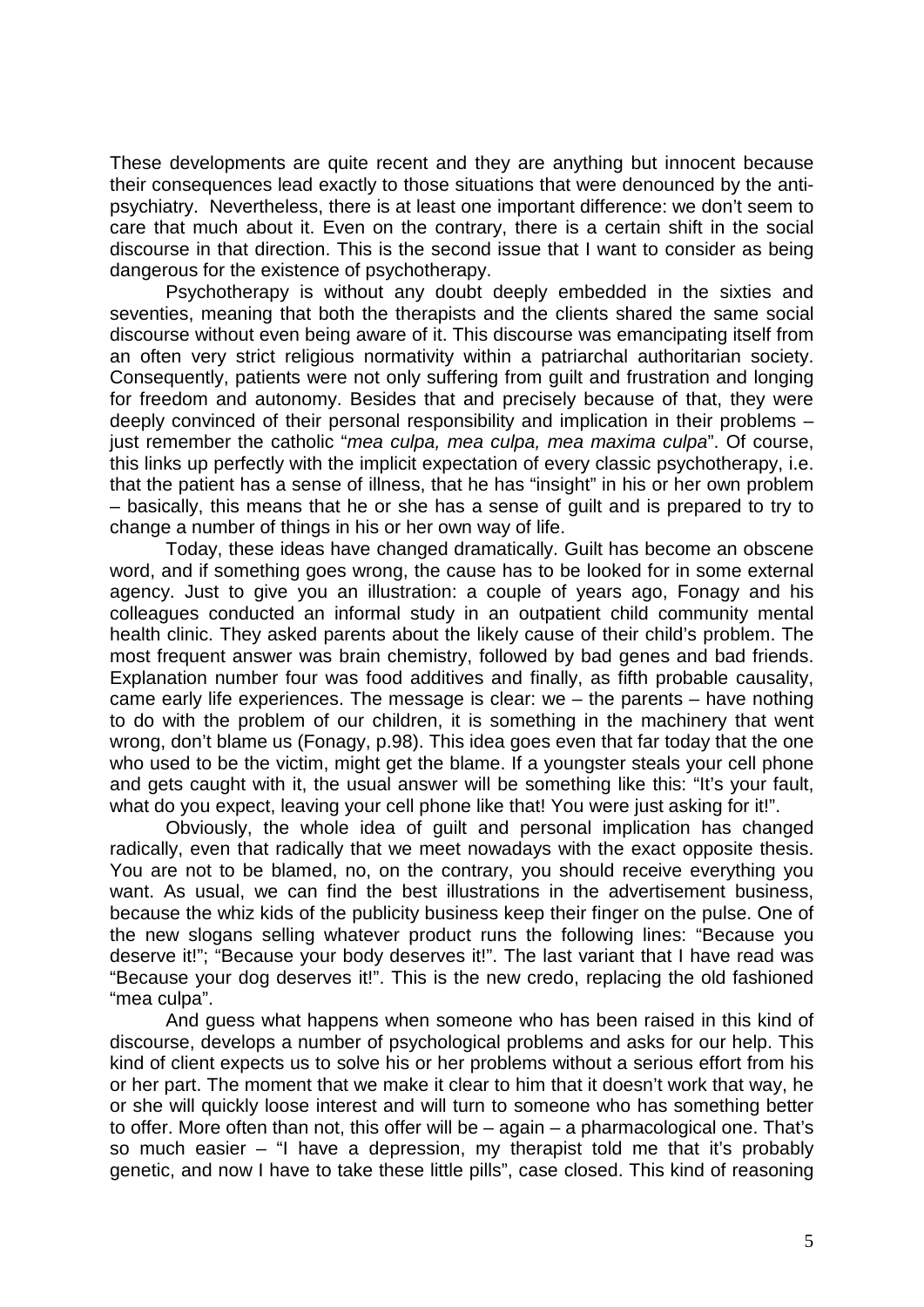These developments are quite recent and they are anything but innocent because their consequences lead exactly to those situations that were denounced by the anti-psychiatry. Nevertheless, there is at least one important difference: we don't seem to care that much about it. Even on the contrary, there is a certain shift in the social discourse in that direction. This is the second issue that I want to consider as being dangerous for the existence of psychotherapy.

Psychotherapy is without any doubt deeply embedded in the sixties and seventies, meaning that both the therapists and the clients shared the same social discourse without even being aware of it. This discourse was emancipating itself from an often very strict religious normativity within a patriarchal authoritarian society. Consequently, patients were not only suffering from guilt and frustration and longing for freedom and autonomy. Besides that and precisely because of that, they were deeply convinced of their personal responsibility and implication in their problems – just remember the catholic "*mea culpa, mea culpa, mea maxima culpa*". Of course, this links up perfectly with the implicit expectation of every classic psychotherapy, i.e. that the patient has a sense of illness, that he has "insight" in his or her own problem – basically, this means that he or she has a sense of guilt and is prepared to try to change a number of things in his or her own way of life.

Today, these ideas have changed dramatically. Guilt has become an obscene word, and if something goes wrong, the cause has to be looked for in some external agency. Just to give you an illustration: a couple of years ago, Fonagy and his colleagues conducted an informal study in an outpatient child community mental health clinic. They asked parents about the likely cause of their child's problem. The most frequent answer was brain chemistry, followed by bad genes and bad friends. Explanation number four was food additives and finally, as fifth probable causality, came early life experiences. The message is clear: we – the parents – have nothing to do with the problem of our children, it is something in the machinery that went wrong, don't blame us (Fonagy, p.98). This idea goes even that far today that the one who used to be the victim, might get the blame. If a youngster steals your cell phone and gets caught with it, the usual answer will be something like this: "It's your fault, what do you expect, leaving your cell phone like that! You were just asking for it!".

Obviously, the whole idea of guilt and personal implication has changed radically, even that radically that we meet nowadays with the exact opposite thesis. You are not to be blamed, no, on the contrary, you should receive everything you want. As usual, we can find the best illustrations in the advertisement business, because the whiz kids of the publicity business keep their finger on the pulse. One of the new slogans selling whatever product runs the following lines: "Because you deserve it!"; "Because your body deserves it!". The last variant that I have read was "Because your dog deserves it!". This is the new credo, replacing the old fashioned "mea culpa".

And guess what happens when someone who has been raised in this kind of discourse, develops a number of psychological problems and asks for our help. This kind of client expects us to solve his or her problems without a serious effort from his or her part. The moment that we make it clear to him that it doesn't work that way, he or she will quickly loose interest and will turn to someone who has something better to offer. More often than not, this offer will be – again – a pharmacological one. That's so much easier – "I have a depression, my therapist told me that it's probably genetic, and now I have to take these little pills", case closed. This kind of reasoning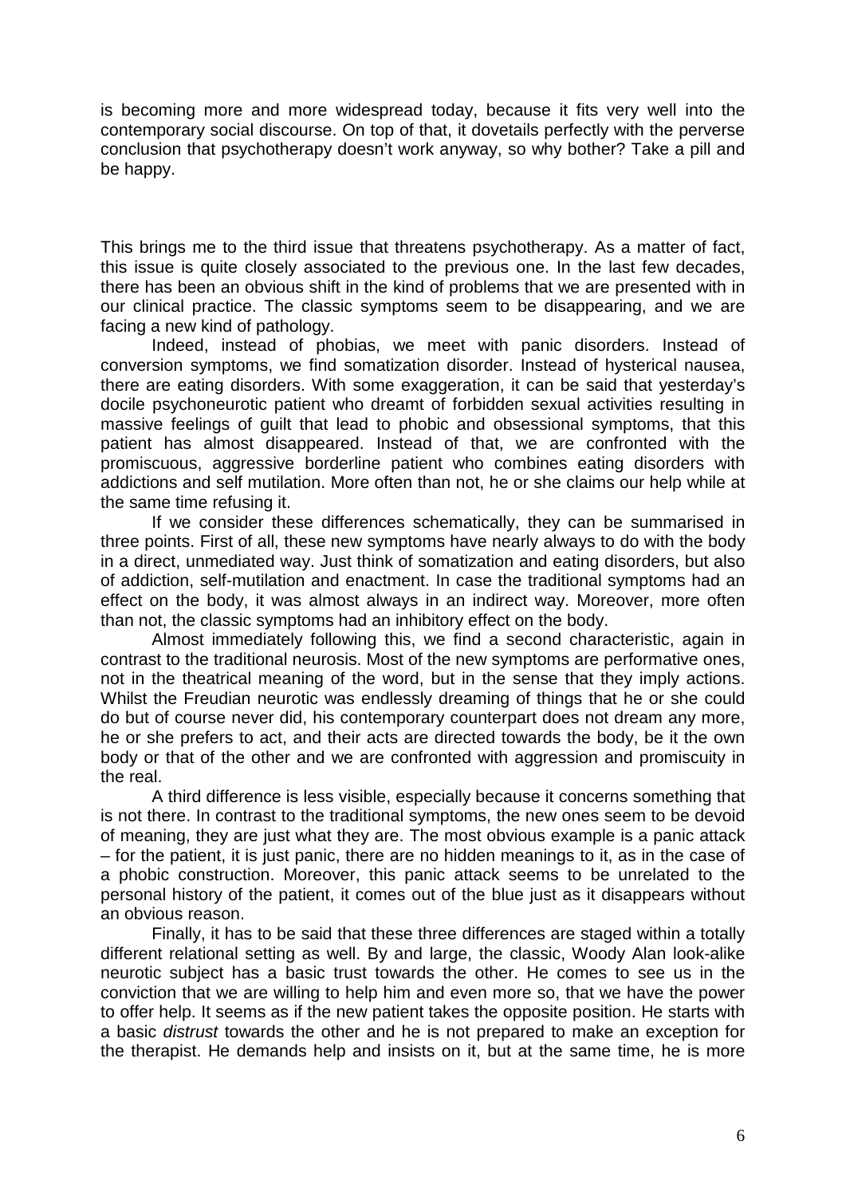is becoming more and more widespread today, because it fits very well into the contemporary social discourse. On top of that, it dovetails perfectly with the perverse conclusion that psychotherapy doesn't work anyway, so why bother? Take a pill and be happy.

This brings me to the third issue that threatens psychotherapy. As a matter of fact, this issue is quite closely associated to the previous one. In the last few decades, there has been an obvious shift in the kind of problems that we are presented with in our clinical practice. The classic symptoms seem to be disappearing, and we are facing a new kind of pathology.

Indeed, instead of phobias, we meet with panic disorders. Instead of conversion symptoms, we find somatization disorder. Instead of hysterical nausea, there are eating disorders. With some exaggeration, it can be said that yesterday's docile psychoneurotic patient who dreamt of forbidden sexual activities resulting in massive feelings of guilt that lead to phobic and obsessional symptoms, that this patient has almost disappeared. Instead of that, we are confronted with the promiscuous, aggressive borderline patient who combines eating disorders with addictions and self mutilation. More often than not, he or she claims our help while at the same time refusing it.

If we consider these differences schematically, they can be summarised in three points. First of all, these new symptoms have nearly always to do with the body in a direct, unmediated way. Just think of somatization and eating disorders, but also of addiction, self-mutilation and enactment. In case the traditional symptoms had an effect on the body, it was almost always in an indirect way. Moreover, more often than not, the classic symptoms had an inhibitory effect on the body.

Almost immediately following this, we find a second characteristic, again in contrast to the traditional neurosis. Most of the new symptoms are performative ones, not in the theatrical meaning of the word, but in the sense that they imply actions. Whilst the Freudian neurotic was endlessly dreaming of things that he or she could do but of course never did, his contemporary counterpart does not dream any more, he or she prefers to act, and their acts are directed towards the body, be it the own body or that of the other and we are confronted with aggression and promiscuity in the real.

A third difference is less visible, especially because it concerns something that is not there. In contrast to the traditional symptoms, the new ones seem to be devoid of meaning, they are just what they are. The most obvious example is a panic attack – for the patient, it is just panic, there are no hidden meanings to it, as in the case of a phobic construction. Moreover, this panic attack seems to be unrelated to the personal history of the patient, it comes out of the blue just as it disappears without an obvious reason.

Finally, it has to be said that these three differences are staged within a totally different relational setting as well. By and large, the classic, Woody Alan look-alike neurotic subject has a basic trust towards the other. He comes to see us in the conviction that we are willing to help him and even more so, that we have the power to offer help. It seems as if the new patient takes the opposite position. He starts with a basic *distrust* towards the other and he is not prepared to make an exception for the therapist. He demands help and insists on it, but at the same time, he is more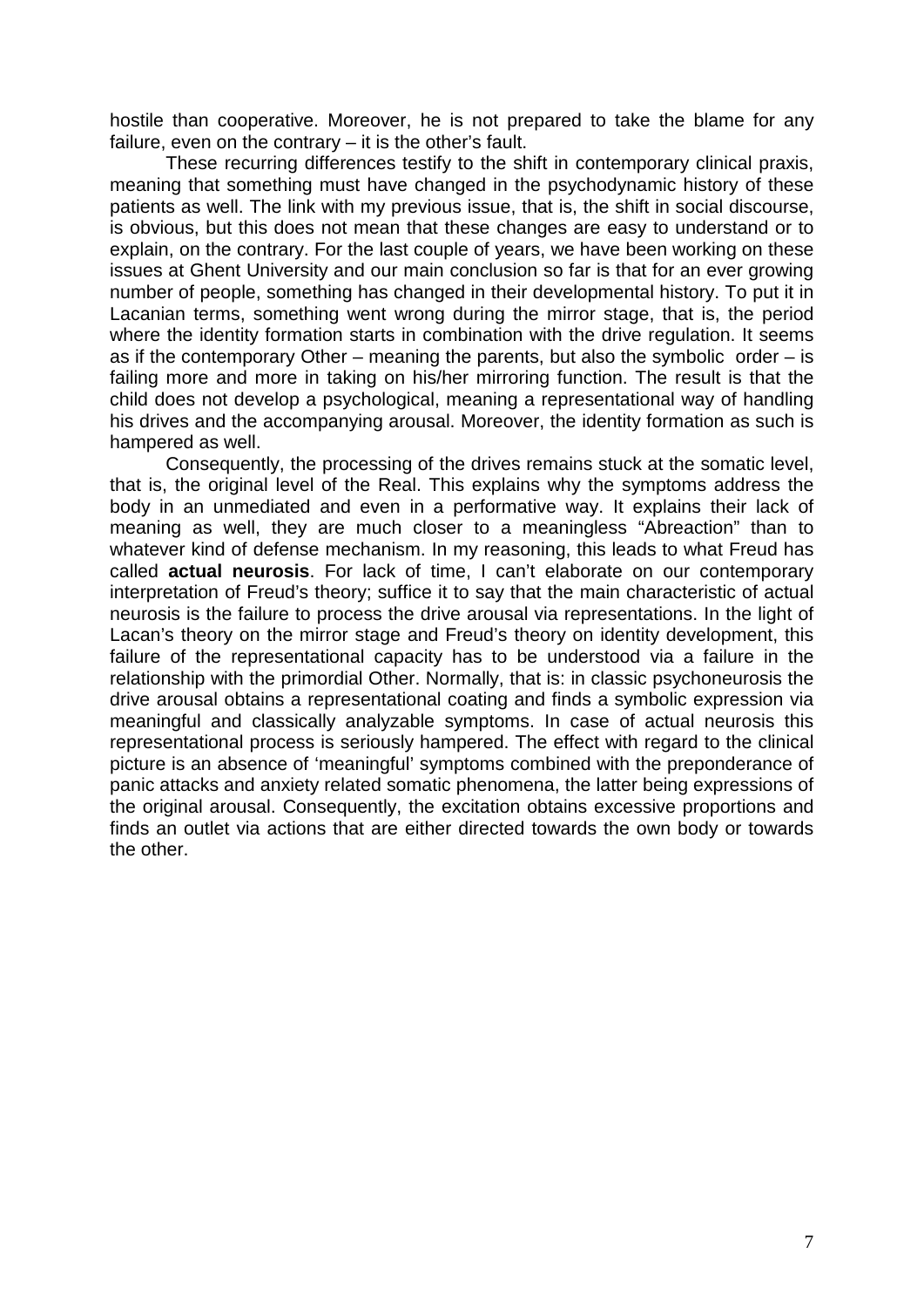hostile than cooperative. Moreover, he is not prepared to take the blame for any failure, even on the contrary – it is the other's fault.

These recurring differences testify to the shift in contemporary clinical praxis, meaning that something must have changed in the psychodynamic history of these patients as well. The link with my previous issue, that is, the shift in social discourse, is obvious, but this does not mean that these changes are easy to understand or to explain, on the contrary. For the last couple of years, we have been working on these issues at Ghent University and our main conclusion so far is that for an ever growing number of people, something has changed in their developmental history. To put it in Lacanian terms, something went wrong during the mirror stage, that is, the period where the identity formation starts in combination with the drive regulation. It seems as if the contemporary Other – meaning the parents, but also the symbolic order – is failing more and more in taking on his/her mirroring function. The result is that the child does not develop a psychological, meaning a representational way of handling his drives and the accompanying arousal. Moreover, the identity formation as such is hampered as well.

Consequently, the processing of the drives remains stuck at the somatic level, that is, the original level of the Real. This explains why the symptoms address the body in an unmediated and even in a performative way. It explains their lack of meaning as well, they are much closer to a meaningless "Abreaction" than to whatever kind of defense mechanism. In my reasoning, this leads to what Freud has called **actual neurosis**. For lack of time, I can't elaborate on our contemporary interpretation of Freud's theory; suffice it to say that the main characteristic of actual neurosis is the failure to process the drive arousal via representations. In the light of Lacan's theory on the mirror stage and Freud's theory on identity development, this failure of the representational capacity has to be understood via a failure in the relationship with the primordial Other. Normally, that is: in classic psychoneurosis the drive arousal obtains a representational coating and finds a symbolic expression via meaningful and classically analyzable symptoms. In case of actual neurosis this representational process is seriously hampered. The effect with regard to the clinical picture is an absence of 'meaningful' symptoms combined with the preponderance of panic attacks and anxiety related somatic phenomena, the latter being expressions of the original arousal. Consequently, the excitation obtains excessive proportions and finds an outlet via actions that are either directed towards the own body or towards the other.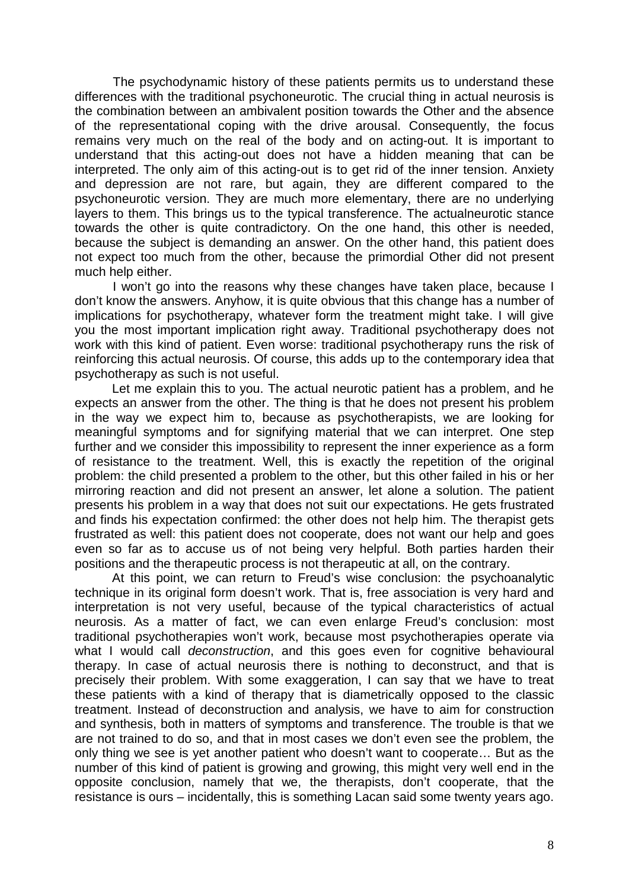The psychodynamic history of these patients permits us to understand these differences with the traditional psychoneurotic. The crucial thing in actual neurosis is the combination between an ambivalent position towards the Other and the absence of the representational coping with the drive arousal. Consequently, the focus remains very much on the real of the body and on acting-out. It is important to understand that this acting-out does not have a hidden meaning that can be interpreted. The only aim of this acting-out is to get rid of the inner tension. Anxiety and depression are not rare, but again, they are different compared to the psychoneurotic version. They are much more elementary, there are no underlying layers to them. This brings us to the typical transference. The actualneurotic stance towards the other is quite contradictory. On the one hand, this other is needed, because the subject is demanding an answer. On the other hand, this patient does not expect too much from the other, because the primordial Other did not present much help either.

I won't go into the reasons why these changes have taken place, because I don't know the answers. Anyhow, it is quite obvious that this change has a number of implications for psychotherapy, whatever form the treatment might take. I will give you the most important implication right away. Traditional psychotherapy does not work with this kind of patient. Even worse: traditional psychotherapy runs the risk of reinforcing this actual neurosis. Of course, this adds up to the contemporary idea that psychotherapy as such is not useful.

Let me explain this to you. The actual neurotic patient has a problem, and he expects an answer from the other. The thing is that he does not present his problem in the way we expect him to, because as psychotherapists, we are looking for meaningful symptoms and for signifying material that we can interpret. One step further and we consider this impossibility to represent the inner experience as a form of resistance to the treatment. Well, this is exactly the repetition of the original problem: the child presented a problem to the other, but this other failed in his or her mirroring reaction and did not present an answer, let alone a solution. The patient presents his problem in a way that does not suit our expectations. He gets frustrated and finds his expectation confirmed: the other does not help him. The therapist gets frustrated as well: this patient does not cooperate, does not want our help and goes even so far as to accuse us of not being very helpful. Both parties harden their positions and the therapeutic process is not therapeutic at all, on the contrary.

At this point, we can return to Freud's wise conclusion: the psychoanalytic technique in its original form doesn't work. That is, free association is very hard and interpretation is not very useful, because of the typical characteristics of actual neurosis. As a matter of fact, we can even enlarge Freud's conclusion: most traditional psychotherapies won't work, because most psychotherapies operate via what I would call *deconstruction*, and this goes even for cognitive behavioural therapy. In case of actual neurosis there is nothing to deconstruct, and that is precisely their problem. With some exaggeration, I can say that we have to treat these patients with a kind of therapy that is diametrically opposed to the classic treatment. Instead of deconstruction and analysis, we have to aim for construction and synthesis, both in matters of symptoms and transference. The trouble is that we are not trained to do so, and that in most cases we don't even see the problem, the only thing we see is yet another patient who doesn't want to cooperate… But as the number of this kind of patient is growing and growing, this might very well end in the opposite conclusion, namely that we, the therapists, don't cooperate, that the resistance is ours – incidentally, this is something Lacan said some twenty years ago.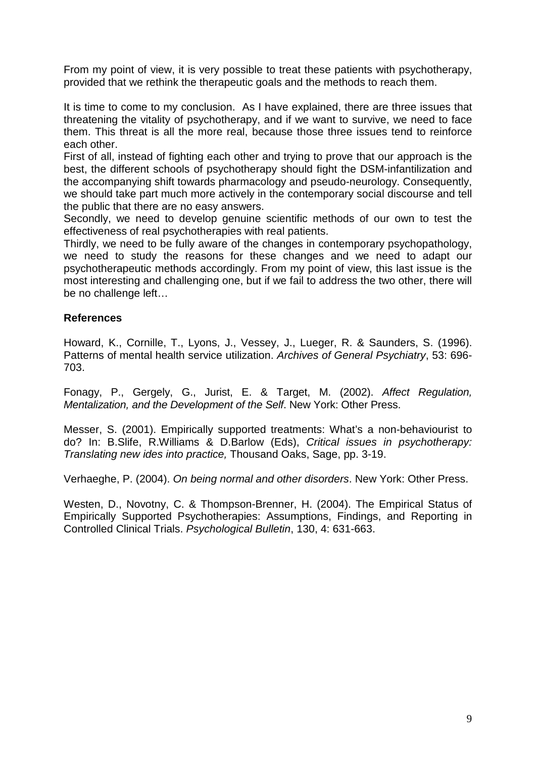From my point of view, it is very possible to treat these patients with psychotherapy, provided that we rethink the therapeutic goals and the methods to reach them.

It is time to come to my conclusion. As I have explained, there are three issues that threatening the vitality of psychotherapy, and if we want to survive, we need to face them. This threat is all the more real, because those three issues tend to reinforce each other.

First of all, instead of fighting each other and trying to prove that our approach is the best, the different schools of psychotherapy should fight the DSM-infantilization and the accompanying shift towards pharmacology and pseudo-neurology. Consequently, we should take part much more actively in the contemporary social discourse and tell the public that there are no easy answers.

Secondly, we need to develop genuine scientific methods of our own to test the effectiveness of real psychotherapies with real patients.

Thirdly, we need to be fully aware of the changes in contemporary psychopathology, we need to study the reasons for these changes and we need to adapt our psychotherapeutic methods accordingly. From my point of view, this last issue is the most interesting and challenging one, but if we fail to address the two other, there will be no challenge left…

**References**

Howard, K., Cornille, T., Lyons, J., Vessey, J., Lueger, R. & Saunders, S. (1996). Patterns of mental health service utilization. *Archives of General Psychiatry*, 53: 696-703.

Fonagy, P., Gergely, G., Jurist, E. & Target, M. (2002). *Affect Regulation, Mentalization, and the Development of the Self*. New York: Other Press.

Messer, S. (2001). Empirically supported treatments: What's a non-behaviourist to do? In: B.Slife, R.Williams & D.Barlow (Eds), *Critical issues in psychotherapy: Translating new ides into practice,* Thousand Oaks, Sage, pp. 3-19.

Verhaeghe, P. (2004). *On being normal and other disorders*. New York: Other Press.

Westen, D., Novotny, C. & Thompson-Brenner, H. (2004). The Empirical Status of Empirically Supported Psychotherapies: Assumptions, Findings, and Reporting in Controlled Clinical Trials. *Psychological Bulletin*, 130, 4: 631-663.